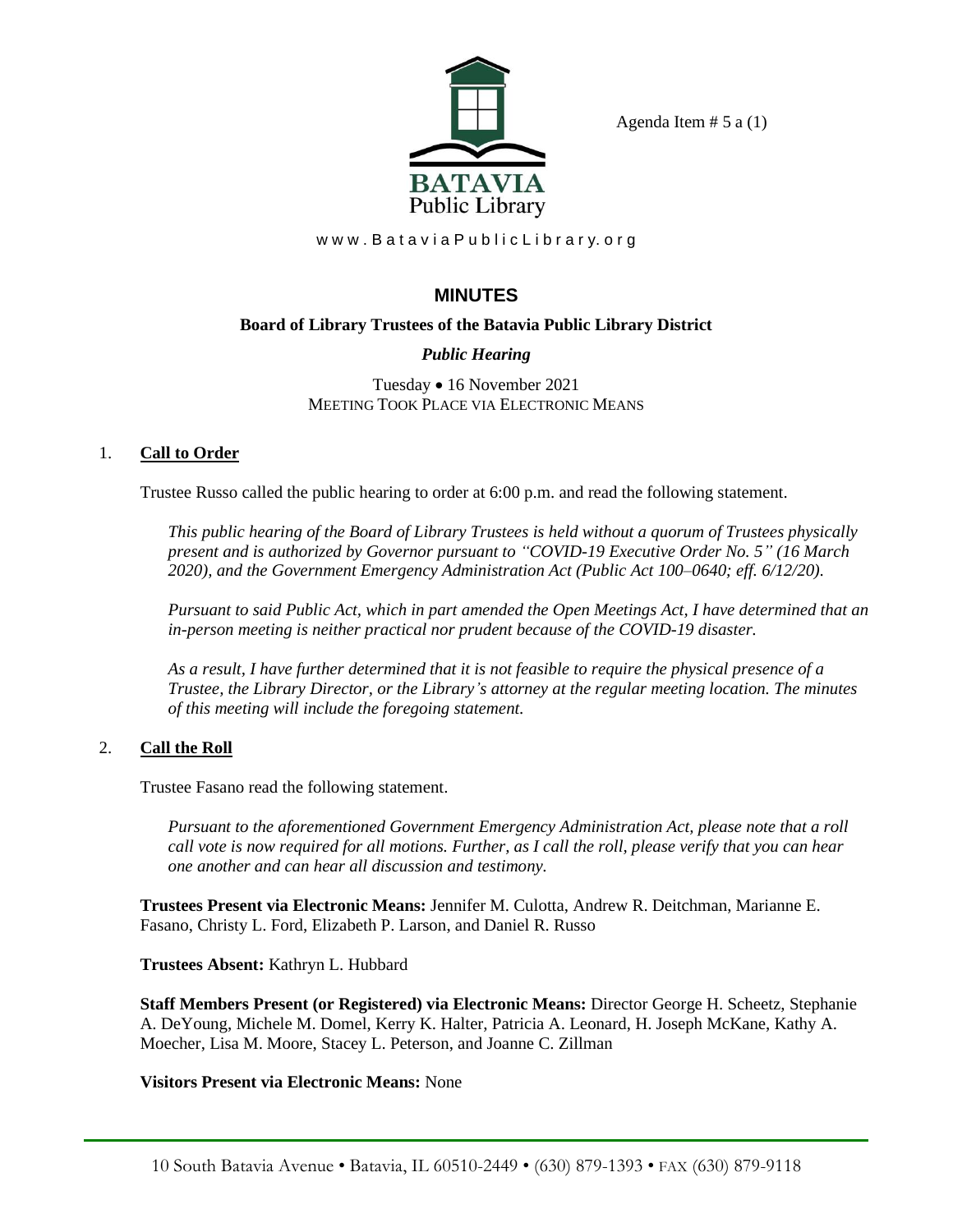Agenda Item # 5 a (1)

BATAVIA Public Library

www.BataviaPublicLibrary.org

## MINUTES

**Board of Library Trustees of the Batavia Public Library District**

***Public Hearing***

Tuesday • 16 November 2021
MEETING TOOK PLACE VIA ELECTRONIC MEANS

1. **Call to Order**

   Trustee Russo called the public hearing to order at 6:00 p.m. and read the following statement.

   *This public hearing of the Board of Library Trustees is held without a quorum of Trustees physically present and is authorized by Governor pursuant to "COVID-19 Executive Order No. 5" (16 March 2020), and the Government Emergency Administration Act (Public Act 100–0640; eff. 6/12/20).*

   *Pursuant to said Public Act, which in part amended the Open Meetings Act, I have determined that an in-person meeting is neither practical nor prudent because of the COVID-19 disaster.*

   *As a result, I have further determined that it is not feasible to require the physical presence of a Trustee, the Library Director, or the Library's attorney at the regular meeting location. The minutes of this meeting will include the foregoing statement.*

2. **Call the Roll**

   Trustee Fasano read the following statement.

   *Pursuant to the aforementioned Government Emergency Administration Act, please note that a roll call vote is now required for all motions. Further, as I call the roll, please verify that you can hear one another and can hear all discussion and testimony.*

   **Trustees Present via Electronic Means:** Jennifer M. Culotta, Andrew R. Deitchman, Marianne E. Fasano, Christy L. Ford, Elizabeth P. Larson, and Daniel R. Russo

   **Trustees Absent:** Kathryn L. Hubbard

   **Staff Members Present (or Registered) via Electronic Means:** Director George H. Scheetz, Stephanie A. DeYoung, Michele M. Domel, Kerry K. Halter, Patricia A. Leonard, H. Joseph McKane, Kathy A. Moecher, Lisa M. Moore, Stacey L. Peterson, and Joanne C. Zillman

   **Visitors Present via Electronic Means:** None

10 South Batavia Avenue • Batavia, IL 60510-2449 • (630) 879-1393 • FAX (630) 879-9118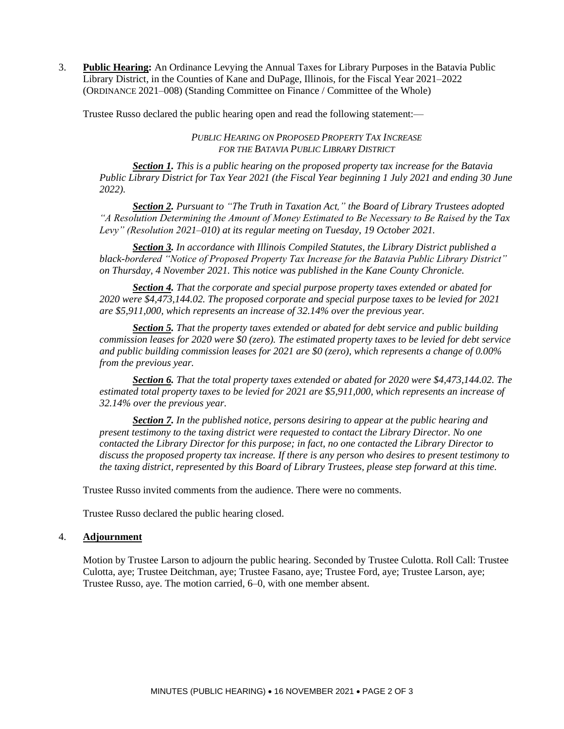3. **Public Hearing:** An Ordinance Levying the Annual Taxes for Library Purposes in the Batavia Public Library District, in the Counties of Kane and DuPage, Illinois, for the Fiscal Year 2021–2022 (ORDINANCE 2021–008) (Standing Committee on Finance / Committee of the Whole)

   Trustee Russo declared the public hearing open and read the following statement:—

   *PUBLIC HEARING ON PROPOSED PROPERTY TAX INCREASE FOR THE BATAVIA PUBLIC LIBRARY DISTRICT*

   ***Section 1.*** *This is a public hearing on the proposed property tax increase for the Batavia Public Library District for Tax Year 2021 (the Fiscal Year beginning 1 July 2021 and ending 30 June 2022).*

   ***Section 2.*** *Pursuant to "The Truth in Taxation Act," the Board of Library Trustees adopted "A Resolution Determining the Amount of Money Estimated to Be Necessary to Be Raised by the Tax Levy" (Resolution 2021–010) at its regular meeting on Tuesday, 19 October 2021.*

   ***Section 3.*** *In accordance with Illinois Compiled Statutes, the Library District published a black-bordered "Notice of Proposed Property Tax Increase for the Batavia Public Library District" on Thursday, 4 November 2021. This notice was published in the Kane County Chronicle.*

   ***Section 4.*** *That the corporate and special purpose property taxes extended or abated for 2020 were $4,473,144.02. The proposed corporate and special purpose taxes to be levied for 2021 are $5,911,000, which represents an increase of 32.14% over the previous year.*

   ***Section 5.*** *That the property taxes extended or abated for debt service and public building commission leases for 2020 were $0 (zero). The estimated property taxes to be levied for debt service and public building commission leases for 2021 are $0 (zero), which represents a change of 0.00% from the previous year.*

   ***Section 6.*** *That the total property taxes extended or abated for 2020 were $4,473,144.02. The estimated total property taxes to be levied for 2021 are $5,911,000, which represents an increase of 32.14% over the previous year.*

   ***Section 7.*** *In the published notice, persons desiring to appear at the public hearing and present testimony to the taxing district were requested to contact the Library Director. No one contacted the Library Director for this purpose; in fact, no one contacted the Library Director to discuss the proposed property tax increase. If there is any person who desires to present testimony to the taxing district, represented by this Board of Library Trustees, please step forward at this time.*

   Trustee Russo invited comments from the audience. There were no comments.

   Trustee Russo declared the public hearing closed.

4. **Adjournment**

   Motion by Trustee Larson to adjourn the public hearing. Seconded by Trustee Culotta. Roll Call: Trustee Culotta, aye; Trustee Deitchman, aye; Trustee Fasano, aye; Trustee Ford, aye; Trustee Larson, aye; Trustee Russo, aye. The motion carried, 6–0, with one member absent.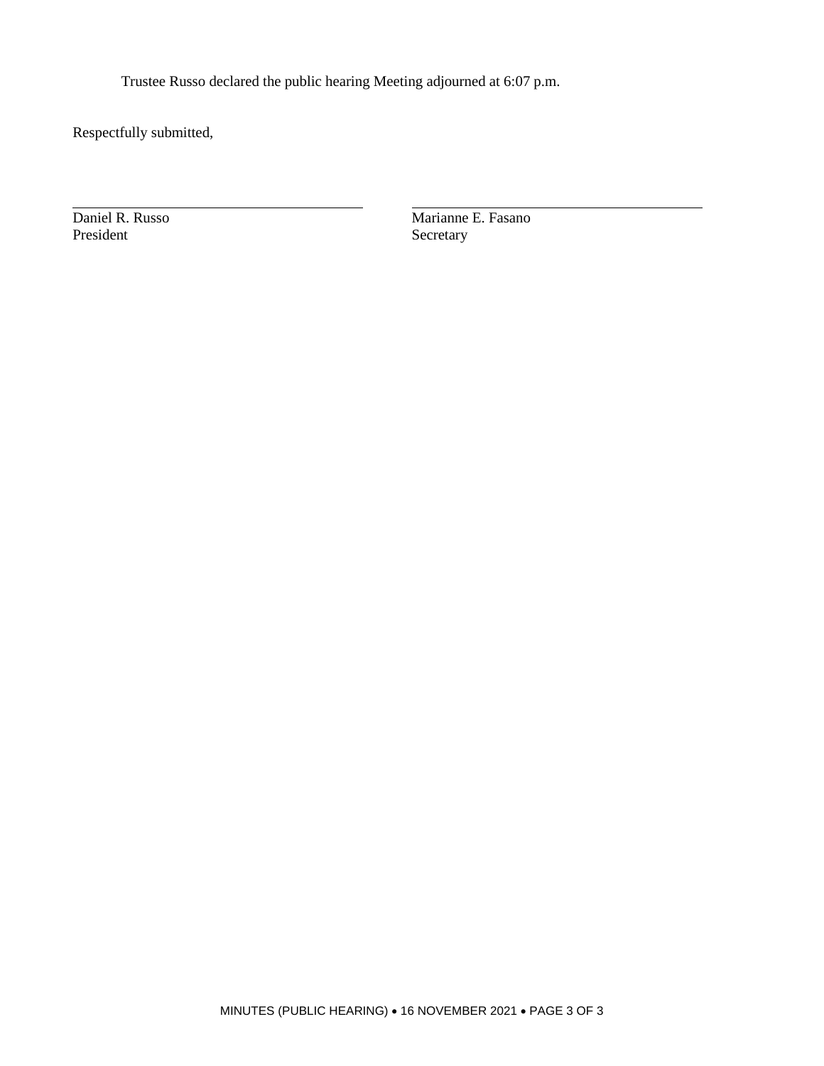Trustee Russo declared the public hearing Meeting adjourned at 6:07 p.m.

Respectfully submitted,

| | |
|---|---|
| Daniel R. Russo | Marianne E. Fasano |
| President | Secretary |